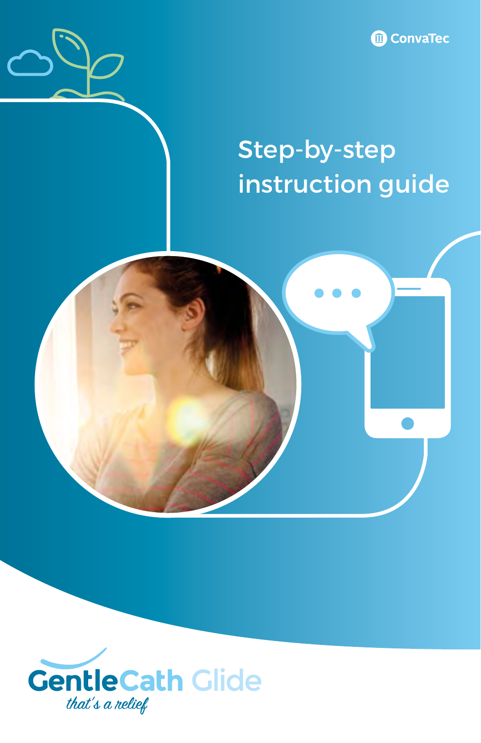ConvaTec

# Step-by-step instruction guide

GentleCath Glide

*that's a relief*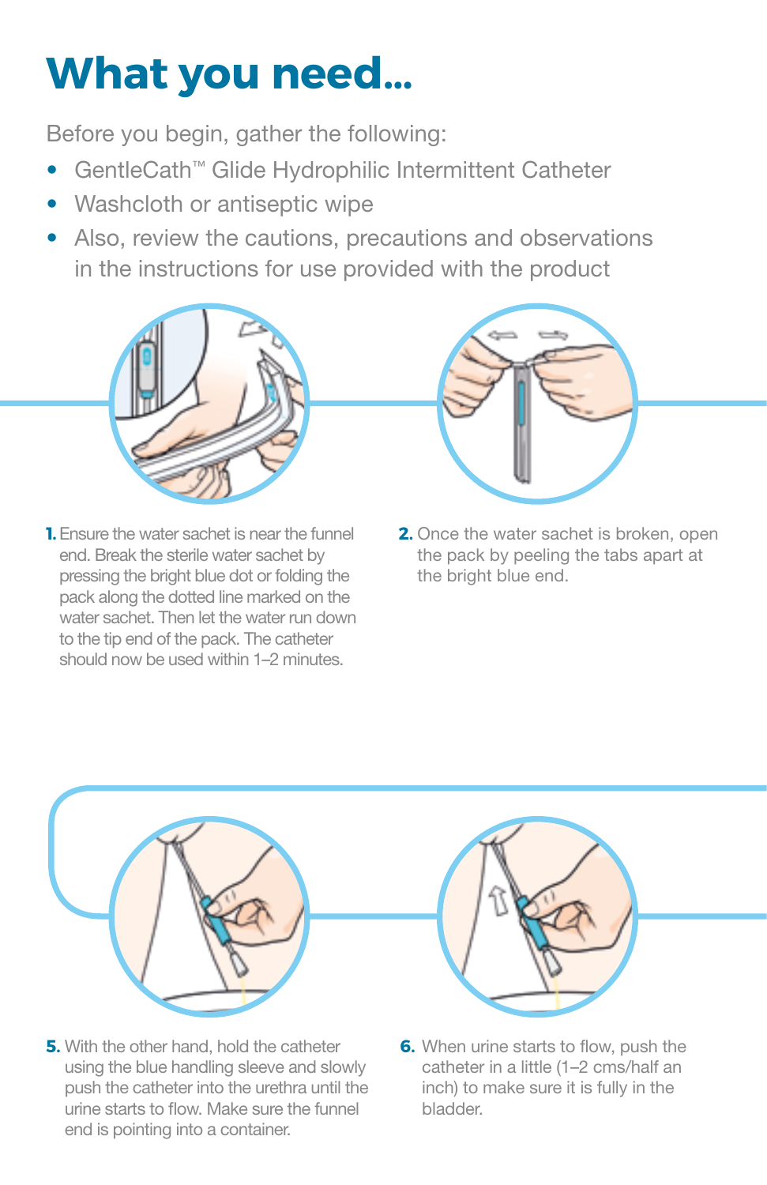# What you need...

Before you begin, gather the following:

- GentleCath™ Glide Hydrophilic Intermittent Catheter
- Washcloth or antiseptic wipe
- Also, review the cautions, precautions and observations in the instructions for use provided with the product

1. Ensure the water sachet is near the funnel end. Break the sterile water sachet by pressing the bright blue dot or folding the pack along the dotted line marked on the water sachet. Then let the water run down to the tip end of the pack. The catheter should now be used within 1–2 minutes.

2. Once the water sachet is broken, open the pack by peeling the tabs apart at the bright blue end.

5. With the other hand, hold the catheter using the blue handling sleeve and slowly push the catheter into the urethra until the urine starts to flow. Make sure the funnel end is pointing into a container.

6. When urine starts to flow, push the catheter in a little (1–2 cms/half an inch) to make sure it is fully in the bladder.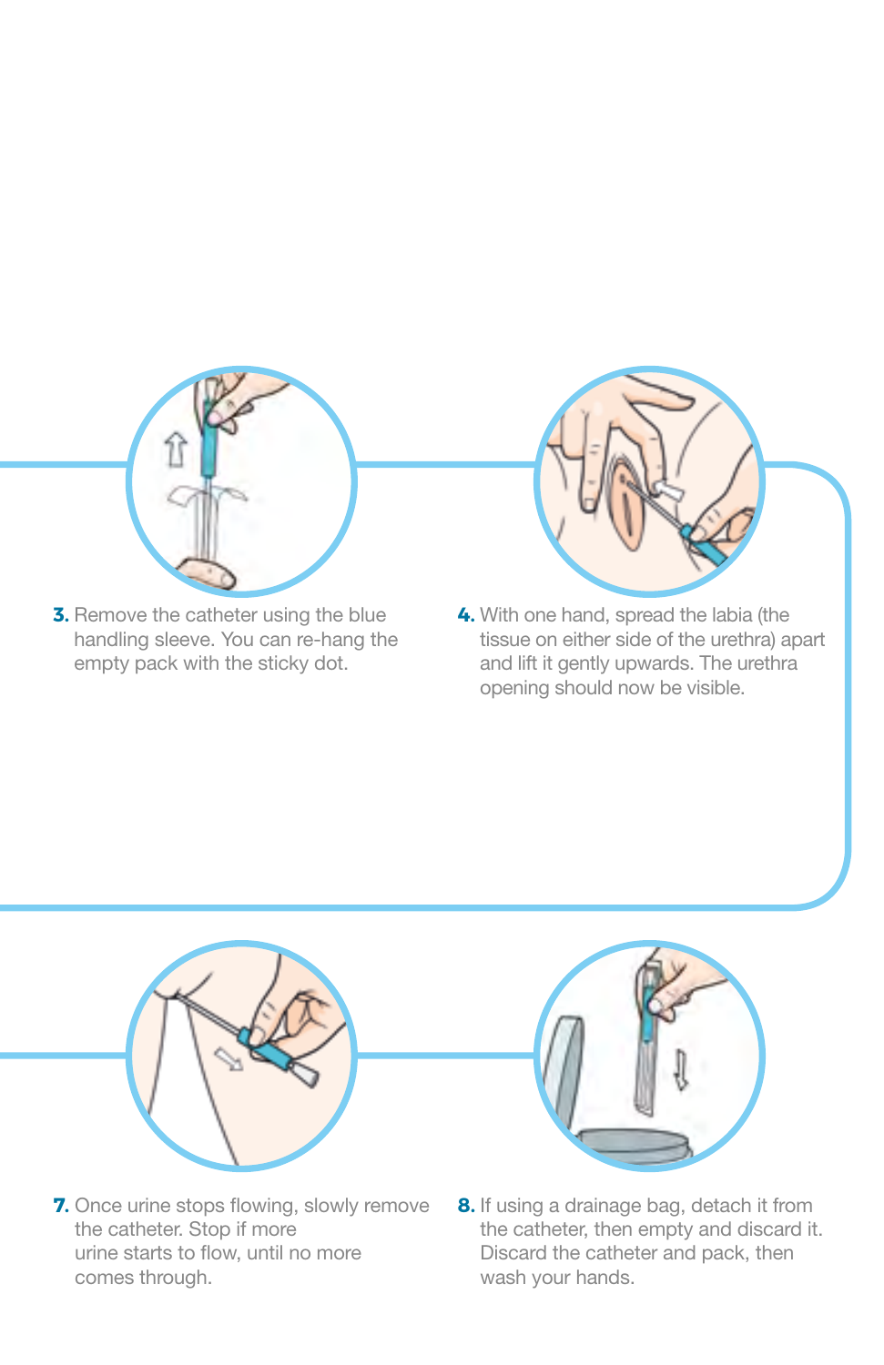3. Remove the catheter using the blue handling sleeve. You can re-hang the empty pack with the sticky dot.

4. With one hand, spread the labia (the tissue on either side of the urethra) apart and lift it gently upwards. The urethra opening should now be visible.

7. Once urine stops flowing, slowly remove the catheter. Stop if more urine starts to flow, until no more comes through.

8. If using a drainage bag, detach it from the catheter, then empty and discard it. Discard the catheter and pack, then wash your hands.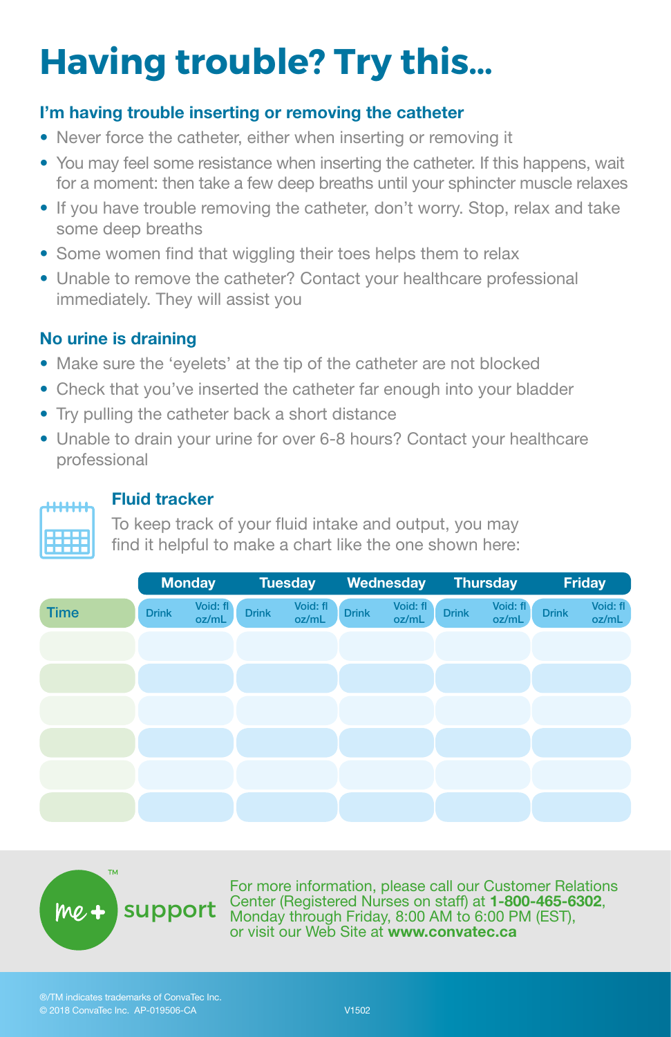# Having trouble? Try this...

### I'm having trouble inserting or removing the catheter

- Never force the catheter, either when inserting or removing it
- You may feel some resistance when inserting the catheter. If this happens, wait for a moment: then take a few deep breaths until your sphincter muscle relaxes
- If you have trouble removing the catheter, don't worry. Stop, relax and take some deep breaths
- Some women find that wiggling their toes helps them to relax
- Unable to remove the catheter? Contact your healthcare professional immediately. They will assist you

### No urine is draining

- Make sure the 'eyelets' at the tip of the catheter are not blocked
- Check that you've inserted the catheter far enough into your bladder
- Try pulling the catheter back a short distance
- Unable to drain your urine for over 6-8 hours? Contact your healthcare professional

### Fluid tracker

To keep track of your fluid intake and output, you may find it helpful to make a chart like the one shown here:

| | Monday | | Tuesday | | Wednesday | | Thursday | | Friday | |
|---|---|---|---|---|---|---|---|---|---|---|
| Time | Drink | Void: fl oz/mL | Drink | Void: fl oz/mL | Drink | Void: fl oz/mL | Drink | Void: fl oz/mL | Drink | Void: fl oz/mL |
| | | | | | | | | | | |
| | | | | | | | | | | |
| | | | | | | | | | | |
| | | | | | | | | | | |
| | | | | | | | | | | |
| | | | | | | | | | | |

me+™ support

For more information, please call our Customer Relations Center (Registered Nurses on staff) at **1-800-465-6302**, Monday through Friday, 8:00 AM to 6:00 PM (EST), or visit our Web Site at **www.convatec.ca**

®/TM indicates trademarks of ConvaTec Inc.
© 2018 ConvaTec Inc. AP-019506-CA

V1502